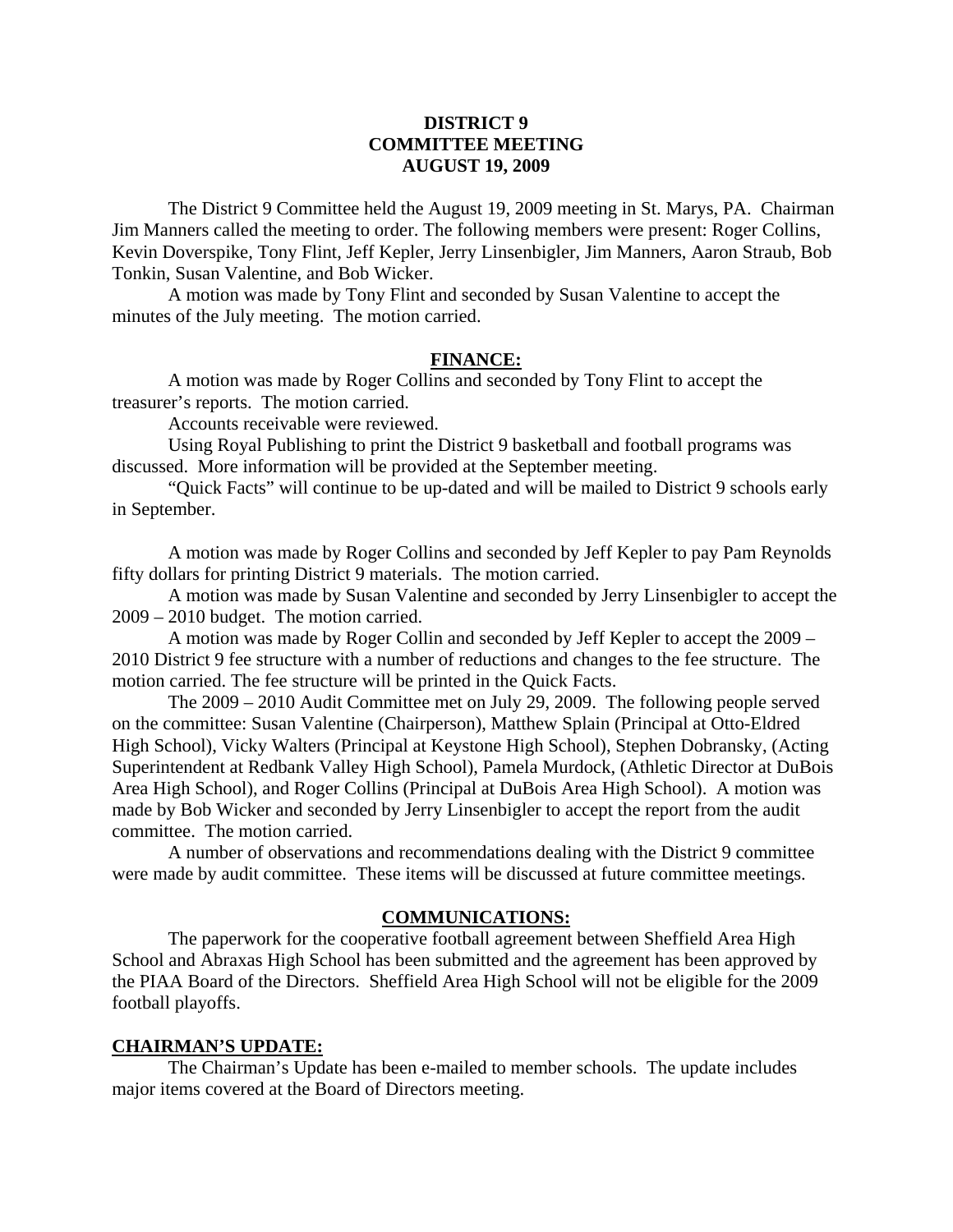# DISTRICT 9
# COMMITTEE MEETING
# AUGUST 19, 2009

The District 9 Committee held the August 19, 2009 meeting in St. Marys, PA. Chairman Jim Manners called the meeting to order. The following members were present: Roger Collins, Kevin Doverspike, Tony Flint, Jeff Kepler, Jerry Linsenbigler, Jim Manners, Aaron Straub, Bob Tonkin, Susan Valentine, and Bob Wicker.

A motion was made by Tony Flint and seconded by Susan Valentine to accept the minutes of the July meeting. The motion carried.

## FINANCE:

A motion was made by Roger Collins and seconded by Tony Flint to accept the treasurer's reports. The motion carried.

Accounts receivable were reviewed.

Using Royal Publishing to print the District 9 basketball and football programs was discussed. More information will be provided at the September meeting.

"Quick Facts" will continue to be up-dated and will be mailed to District 9 schools early in September.

A motion was made by Roger Collins and seconded by Jeff Kepler to pay Pam Reynolds fifty dollars for printing District 9 materials. The motion carried.

A motion was made by Susan Valentine and seconded by Jerry Linsenbigler to accept the 2009 – 2010 budget. The motion carried.

A motion was made by Roger Collin and seconded by Jeff Kepler to accept the 2009 – 2010 District 9 fee structure with a number of reductions and changes to the fee structure. The motion carried. The fee structure will be printed in the Quick Facts.

The 2009 – 2010 Audit Committee met on July 29, 2009. The following people served on the committee: Susan Valentine (Chairperson), Matthew Splain (Principal at Otto-Eldred High School), Vicky Walters (Principal at Keystone High School), Stephen Dobransky, (Acting Superintendent at Redbank Valley High School), Pamela Murdock, (Athletic Director at DuBois Area High School), and Roger Collins (Principal at DuBois Area High School). A motion was made by Bob Wicker and seconded by Jerry Linsenbigler to accept the report from the audit committee. The motion carried.

A number of observations and recommendations dealing with the District 9 committee were made by audit committee. These items will be discussed at future committee meetings.

## COMMUNICATIONS:

The paperwork for the cooperative football agreement between Sheffield Area High School and Abraxas High School has been submitted and the agreement has been approved by the PIAA Board of the Directors. Sheffield Area High School will not be eligible for the 2009 football playoffs.

## CHAIRMAN'S UPDATE:

The Chairman's Update has been e-mailed to member schools. The update includes major items covered at the Board of Directors meeting.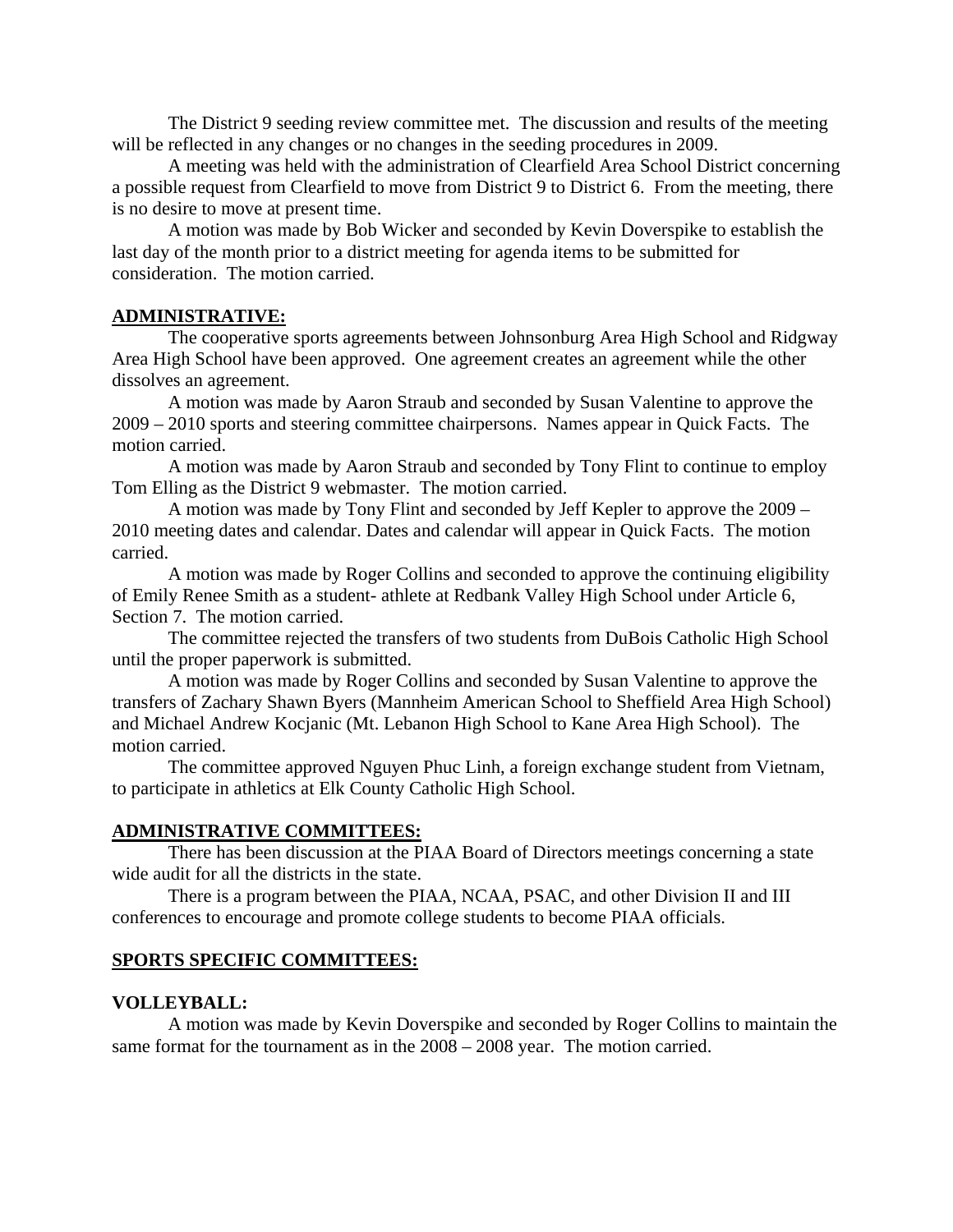The District 9 seeding review committee met. The discussion and results of the meeting will be reflected in any changes or no changes in the seeding procedures in 2009.

A meeting was held with the administration of Clearfield Area School District concerning a possible request from Clearfield to move from District 9 to District 6. From the meeting, there is no desire to move at present time.

A motion was made by Bob Wicker and seconded by Kevin Doverspike to establish the last day of the month prior to a district meeting for agenda items to be submitted for consideration. The motion carried.

## ADMINISTRATIVE:

The cooperative sports agreements between Johnsonburg Area High School and Ridgway Area High School have been approved. One agreement creates an agreement while the other dissolves an agreement.

A motion was made by Aaron Straub and seconded by Susan Valentine to approve the 2009 – 2010 sports and steering committee chairpersons. Names appear in Quick Facts. The motion carried.

A motion was made by Aaron Straub and seconded by Tony Flint to continue to employ Tom Elling as the District 9 webmaster. The motion carried.

A motion was made by Tony Flint and seconded by Jeff Kepler to approve the 2009 – 2010 meeting dates and calendar. Dates and calendar will appear in Quick Facts. The motion carried.

A motion was made by Roger Collins and seconded to approve the continuing eligibility of Emily Renee Smith as a student- athlete at Redbank Valley High School under Article 6, Section 7. The motion carried.

The committee rejected the transfers of two students from DuBois Catholic High School until the proper paperwork is submitted.

A motion was made by Roger Collins and seconded by Susan Valentine to approve the transfers of Zachary Shawn Byers (Mannheim American School to Sheffield Area High School) and Michael Andrew Kocjanic (Mt. Lebanon High School to Kane Area High School). The motion carried.

The committee approved Nguyen Phuc Linh, a foreign exchange student from Vietnam, to participate in athletics at Elk County Catholic High School.

## ADMINISTRATIVE COMMITTEES:

There has been discussion at the PIAA Board of Directors meetings concerning a state wide audit for all the districts in the state.

There is a program between the PIAA, NCAA, PSAC, and other Division II and III conferences to encourage and promote college students to become PIAA officials.

## SPORTS SPECIFIC COMMITTEES:

### VOLLEYBALL:

A motion was made by Kevin Doverspike and seconded by Roger Collins to maintain the same format for the tournament as in the 2008 – 2008 year. The motion carried.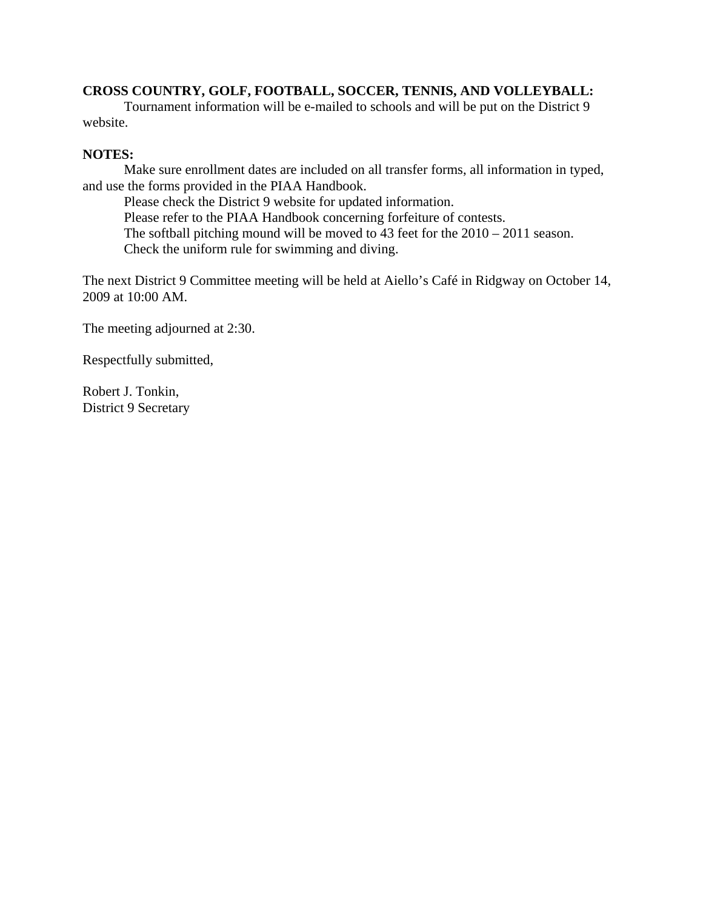**CROSS COUNTRY, GOLF, FOOTBALL, SOCCER, TENNIS, AND VOLLEYBALL:**

Tournament information will be e-mailed to schools and will be put on the District 9 website.

**NOTES:**

Make sure enrollment dates are included on all transfer forms, all information in typed, and use the forms provided in the PIAA Handbook.

Please check the District 9 website for updated information.

Please refer to the PIAA Handbook concerning forfeiture of contests.

The softball pitching mound will be moved to 43 feet for the 2010 – 2011 season.

Check the uniform rule for swimming and diving.

The next District 9 Committee meeting will be held at Aiello's Café in Ridgway on October 14, 2009 at 10:00 AM.

The meeting adjourned at 2:30.

Respectfully submitted,

Robert J. Tonkin,
District 9 Secretary